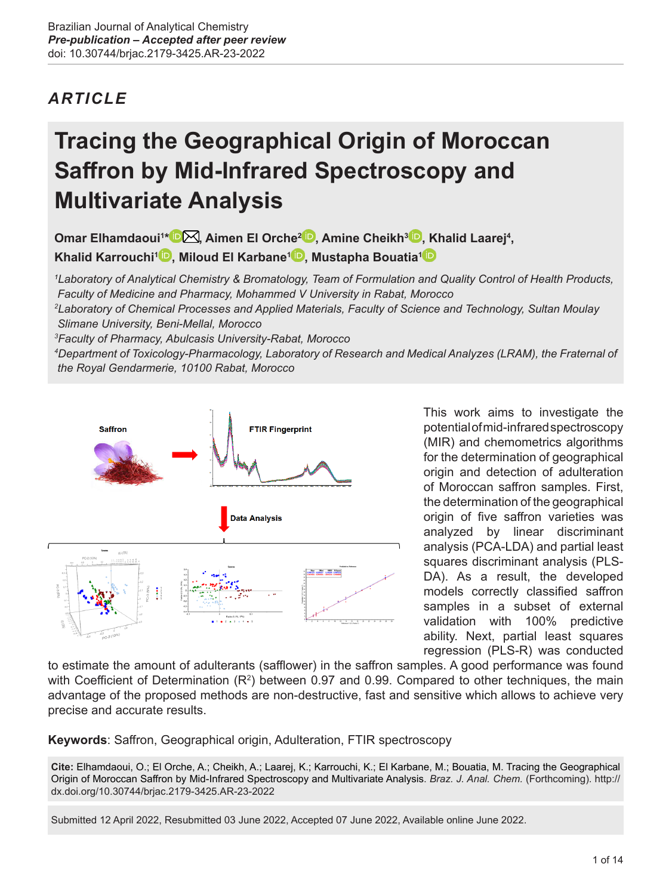Brazilian Journal of Analytical Chemistry
*Pre-publication – Accepted after peer review*
doi: 10.30744/brjac.2179-3425.AR-23-2022

## *ARTICLE*

# Tracing the Geographical Origin of Moroccan Saffron by Mid-Infrared Spectroscopy and Multivariate Analysis

**Omar Elhamdaoui[1]*, Aimen El Orche[2], Amine Cheikh[3], Khalid Laarej[4], Khalid Karrouchi[1], Miloud El Karbane[1], Mustapha Bouatia[1]**

*[1]Laboratory of Analytical Chemistry & Bromatology, Team of Formulation and Quality Control of Health Products, Faculty of Medicine and Pharmacy, Mohammed V University in Rabat, Morocco*
*[2]Laboratory of Chemical Processes and Applied Materials, Faculty of Science and Technology, Sultan Moulay Slimane University, Beni-Mellal, Morocco*
*[3]Faculty of Pharmacy, Abulcasis University-Rabat, Morocco*
*[4]Department of Toxicology-Pharmacology, Laboratory of Research and Medical Analyzes (LRAM), the Fraternal of the Royal Gendarmerie, 10100 Rabat, Morocco*

This work aims to investigate the potential of mid-infrared spectroscopy (MIR) and chemometrics algorithms for the determination of geographical origin and detection of adulteration of Moroccan saffron samples. First, the determination of the geographical origin of five saffron varieties was analyzed by linear discriminant analysis (PCA-LDA) and partial least squares discriminant analysis (PLS-DA). As a result, the developed models correctly classified saffron samples in a subset of external validation with 100% predictive ability. Next, partial least squares regression (PLS-R) was conducted to estimate the amount of adulterants (safflower) in the saffron samples. A good performance was found with Coefficient of Determination ($R^2$) between 0.97 and 0.99. Compared to other techniques, the main advantage of the proposed methods are non-destructive, fast and sensitive which allows to achieve very precise and accurate results.

**Keywords**: Saffron, Geographical origin, Adulteration, FTIR spectroscopy

**Cite:** Elhamdaoui, O.; El Orche, A.; Cheikh, A.; Laarej, K.; Karrouchi, K.; El Karbane, M.; Bouatia, M. Tracing the Geographical Origin of Moroccan Saffron by Mid-Infrared Spectroscopy and Multivariate Analysis. *Braz. J. Anal. Chem.* (Forthcoming). http://dx.doi.org/10.30744/brjac.2179-3425.AR-23-2022

Submitted 12 April 2022, Resubmitted 03 June 2022, Accepted 07 June 2022, Available online June 2022.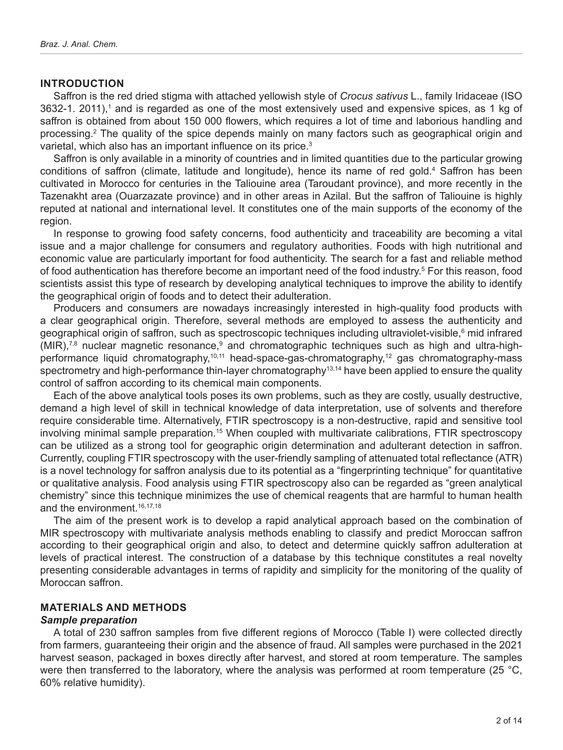## INTRODUCTION

Saffron is the red dried stigma with attached yellowish style of *Crocus sativus* L., family Iridaceae (ISO 3632-1. 2011),[1] and is regarded as one of the most extensively used and expensive spices, as 1 kg of saffron is obtained from about 150 000 flowers, which requires a lot of time and laborious handling and processing.[2] The quality of the spice depends mainly on many factors such as geographical origin and varietal, which also has an important influence on its price.[3]

Saffron is only available in a minority of countries and in limited quantities due to the particular growing conditions of saffron (climate, latitude and longitude), hence its name of red gold.[4] Saffron has been cultivated in Morocco for centuries in the Taliouine area (Taroudant province), and more recently in the Tazenakht area (Ouarzazate province) and in other areas in Azilal. But the saffron of Taliouine is highly reputed at national and international level. It constitutes one of the main supports of the economy of the region.

In response to growing food safety concerns, food authenticity and traceability are becoming a vital issue and a major challenge for consumers and regulatory authorities. Foods with high nutritional and economic value are particularly important for food authenticity. The search for a fast and reliable method of food authentication has therefore become an important need of the food industry.[5] For this reason, food scientists assist this type of research by developing analytical techniques to improve the ability to identify the geographical origin of foods and to detect their adulteration.

Producers and consumers are nowadays increasingly interested in high-quality food products with a clear geographical origin. Therefore, several methods are employed to assess the authenticity and geographical origin of saffron, such as spectroscopic techniques including ultraviolet-visible,[6] mid infrared (MIR),[7,8] nuclear magnetic resonance,[9] and chromatographic techniques such as high and ultra-high-performance liquid chromatography,[10,11] head-space-gas-chromatography,[12] gas chromatography-mass spectrometry and high-performance thin-layer chromatography[13,14] have been applied to ensure the quality control of saffron according to its chemical main components.

Each of the above analytical tools poses its own problems, such as they are costly, usually destructive, demand a high level of skill in technical knowledge of data interpretation, use of solvents and therefore require considerable time. Alternatively, FTIR spectroscopy is a non-destructive, rapid and sensitive tool involving minimal sample preparation.[15] When coupled with multivariate calibrations, FTIR spectroscopy can be utilized as a strong tool for geographic origin determination and adulterant detection in saffron. Currently, coupling FTIR spectroscopy with the user-friendly sampling of attenuated total reflectance (ATR) is a novel technology for saffron analysis due to its potential as a "fingerprinting technique" for quantitative or qualitative analysis. Food analysis using FTIR spectroscopy also can be regarded as "green analytical chemistry" since this technique minimizes the use of chemical reagents that are harmful to human health and the environment.[16,17,18]

The aim of the present work is to develop a rapid analytical approach based on the combination of MIR spectroscopy with multivariate analysis methods enabling to classify and predict Moroccan saffron according to their geographical origin and also, to detect and determine quickly saffron adulteration at levels of practical interest. The construction of a database by this technique constitutes a real novelty presenting considerable advantages in terms of rapidity and simplicity for the monitoring of the quality of Moroccan saffron.

## MATERIALS AND METHODS

### *Sample preparation*

A total of 230 saffron samples from five different regions of Morocco (Table I) were collected directly from farmers, guaranteeing their origin and the absence of fraud. All samples were purchased in the 2021 harvest season, packaged in boxes directly after harvest, and stored at room temperature. The samples were then transferred to the laboratory, where the analysis was performed at room temperature (25 °C, 60% relative humidity).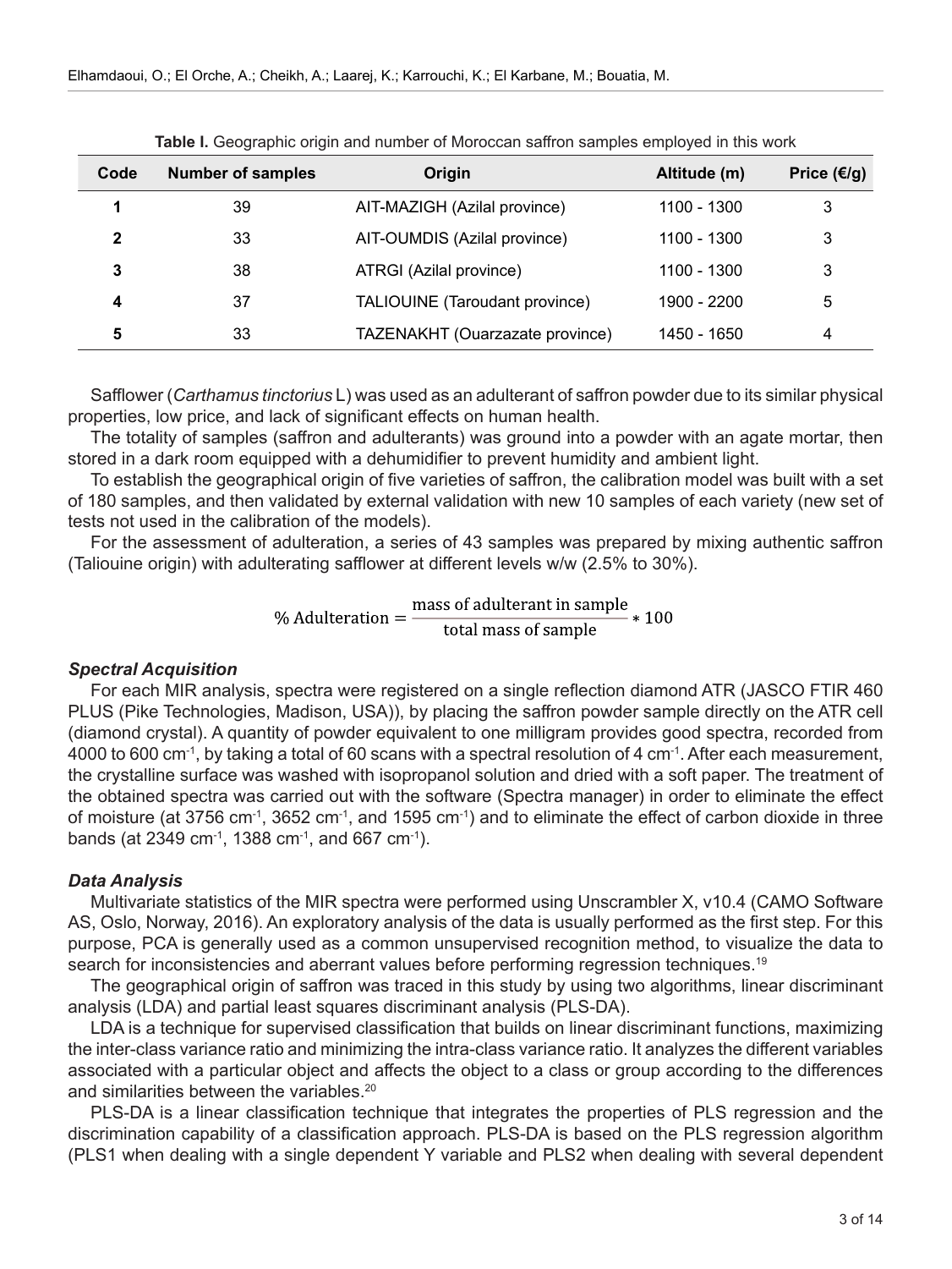**Table I.** Geographic origin and number of Moroccan saffron samples employed in this work

| Code | Number of samples | Origin | Altitude (m) | Price (€/g) |
| --- | --- | --- | --- | --- |
| **1** | 39 | AIT-MAZIGH (Azilal province) | 1100 - 1300 | 3 |
| **2** | 33 | AIT-OUMDIS (Azilal province) | 1100 - 1300 | 3 |
| **3** | 38 | ATRGI (Azilal province) | 1100 - 1300 | 3 |
| **4** | 37 | TALIOUINE (Taroudant province) | 1900 - 2200 | 5 |
| **5** | 33 | TAZENAKHT (Ouarzazate province) | 1450 - 1650 | 4 |

Safflower (*Carthamus tinctorius* L) was used as an adulterant of saffron powder due to its similar physical properties, low price, and lack of significant effects on human health.

The totality of samples (saffron and adulterants) was ground into a powder with an agate mortar, then stored in a dark room equipped with a dehumidifier to prevent humidity and ambient light.

To establish the geographical origin of five varieties of saffron, the calibration model was built with a set of 180 samples, and then validated by external validation with new 10 samples of each variety (new set of tests not used in the calibration of the models).

For the assessment of adulteration, a series of 43 samples was prepared by mixing authentic saffron (Taliouine origin) with adulterating safflower at different levels w/w (2.5% to 30%).

$$\%\ \text{Adulteration} = \frac{\text{mass of adulterant in sample}}{\text{total mass of sample}} * 100$$

### *Spectral Acquisition*

For each MIR analysis, spectra were registered on a single reflection diamond ATR (JASCO FTIR 460 PLUS (Pike Technologies, Madison, USA)), by placing the saffron powder sample directly on the ATR cell (diamond crystal). A quantity of powder equivalent to one milligram provides good spectra, recorded from 4000 to 600 $cm^{-1}$, by taking a total of 60 scans with a spectral resolution of 4 $cm^{-1}$. After each measurement, the crystalline surface was washed with isopropanol solution and dried with a soft paper. The treatment of the obtained spectra was carried out with the software (Spectra manager) in order to eliminate the effect of moisture (at 3756 $cm^{-1}$, 3652 $cm^{-1}$, and 1595 $cm^{-1}$) and to eliminate the effect of carbon dioxide in three bands (at 2349 $cm^{-1}$, 1388 $cm^{-1}$, and 667 $cm^{-1}$).

### *Data Analysis*

Multivariate statistics of the MIR spectra were performed using Unscrambler X, v10.4 (CAMO Software AS, Oslo, Norway, 2016). An exploratory analysis of the data is usually performed as the first step. For this purpose, PCA is generally used as a common unsupervised recognition method, to visualize the data to search for inconsistencies and aberrant values before performing regression techniques.[19]

The geographical origin of saffron was traced in this study by using two algorithms, linear discriminant analysis (LDA) and partial least squares discriminant analysis (PLS-DA).

LDA is a technique for supervised classification that builds on linear discriminant functions, maximizing the inter-class variance ratio and minimizing the intra-class variance ratio. It analyzes the different variables associated with a particular object and affects the object to a class or group according to the differences and similarities between the variables.[20]

PLS-DA is a linear classification technique that integrates the properties of PLS regression and the discrimination capability of a classification approach. PLS-DA is based on the PLS regression algorithm (PLS1 when dealing with a single dependent Y variable and PLS2 when dealing with several dependent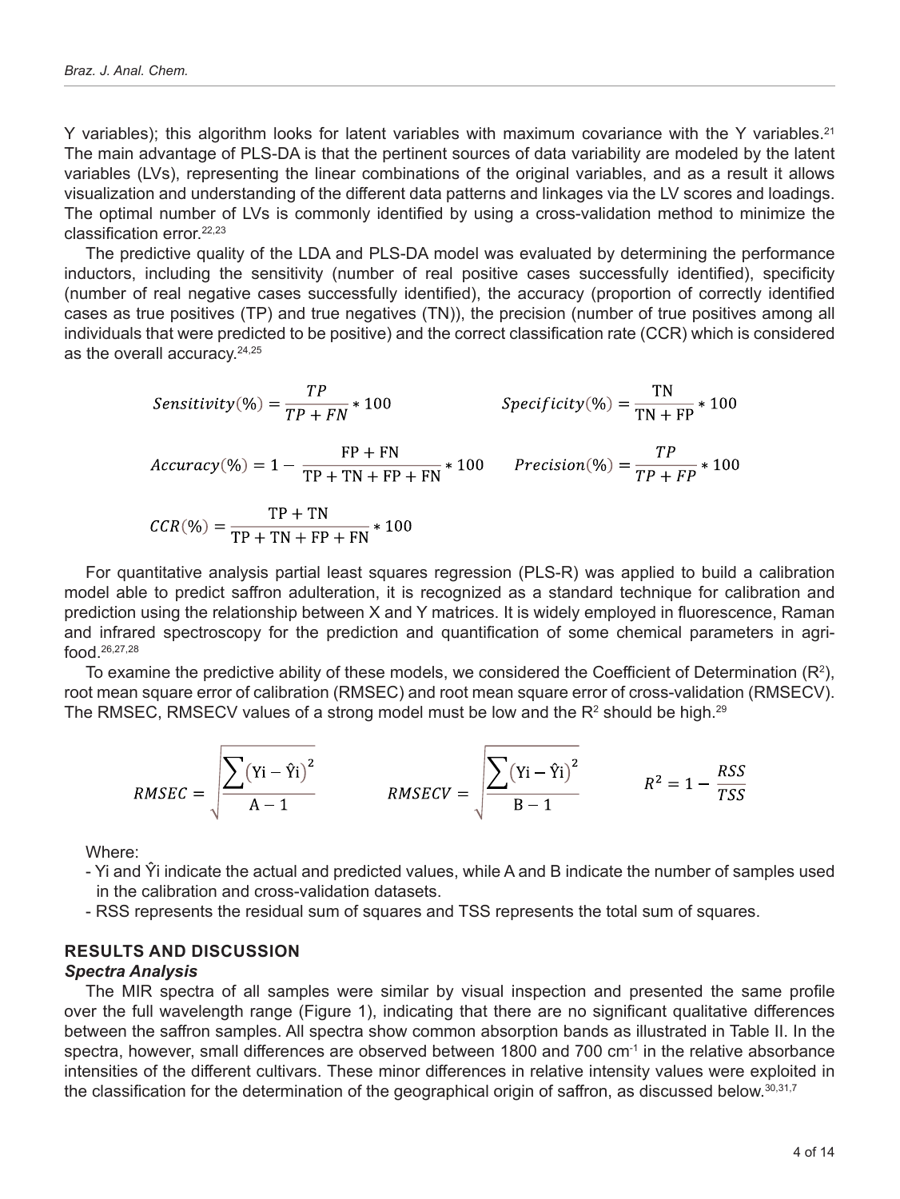Y variables); this algorithm looks for latent variables with maximum covariance with the Y variables.[21] The main advantage of PLS-DA is that the pertinent sources of data variability are modeled by the latent variables (LVs), representing the linear combinations of the original variables, and as a result it allows visualization and understanding of the different data patterns and linkages via the LV scores and loadings. The optimal number of LVs is commonly identified by using a cross-validation method to minimize the classification error.[22,23]

The predictive quality of the LDA and PLS-DA model was evaluated by determining the performance inductors, including the sensitivity (number of real positive cases successfully identified), specificity (number of real negative cases successfully identified), the accuracy (proportion of correctly identified cases as true positives (TP) and true negatives (TN)), the precision (number of true positives among all individuals that were predicted to be positive) and the correct classification rate (CCR) which is considered as the overall accuracy.[24,25]

$$Sensitivity(\%) = \frac{TP}{TP + FN} * 100 \qquad Specificity(\%) = \frac{TN}{TN + FP} * 100$$

$$Accuracy(\%) = 1 - \frac{FP + FN}{TP + TN + FP + FN} * 100 \qquad Precision(\%) = \frac{TP}{TP + FP} * 100$$

$$CCR(\%) = \frac{TP + TN}{TP + TN + FP + FN} * 100$$

For quantitative analysis partial least squares regression (PLS-R) was applied to build a calibration model able to predict saffron adulteration, it is recognized as a standard technique for calibration and prediction using the relationship between X and Y matrices. It is widely employed in fluorescence, Raman and infrared spectroscopy for the prediction and quantification of some chemical parameters in agri-food.[26,27,28]

To examine the predictive ability of these models, we considered the Coefficient of Determination ($R^2$), root mean square error of calibration (RMSEC) and root mean square error of cross-validation (RMSECV). The RMSEC, RMSECV values of a strong model must be low and the $R^2$ should be high.[29]

$$RMSEC = \sqrt{\frac{\sum (Yi - \hat{Y}i)^2}{A - 1}} \qquad RMSECV = \sqrt{\frac{\sum (Yi - \hat{Y}i)^2}{B - 1}} \qquad R^2 = 1 - \frac{RSS}{TSS}$$

Where:

- Yi and Ŷi indicate the actual and predicted values, while A and B indicate the number of samples used in the calibration and cross-validation datasets.
- RSS represents the residual sum of squares and TSS represents the total sum of squares.

## RESULTS AND DISCUSSION

### *Spectra Analysis*

The MIR spectra of all samples were similar by visual inspection and presented the same profile over the full wavelength range (Figure 1), indicating that there are no significant qualitative differences between the saffron samples. All spectra show common absorption bands as illustrated in Table II. In the spectra, however, small differences are observed between 1800 and 700 cm$^{-1}$ in the relative absorbance intensities of the different cultivars. These minor differences in relative intensity values were exploited in the classification for the determination of the geographical origin of saffron, as discussed below.[30,31,7]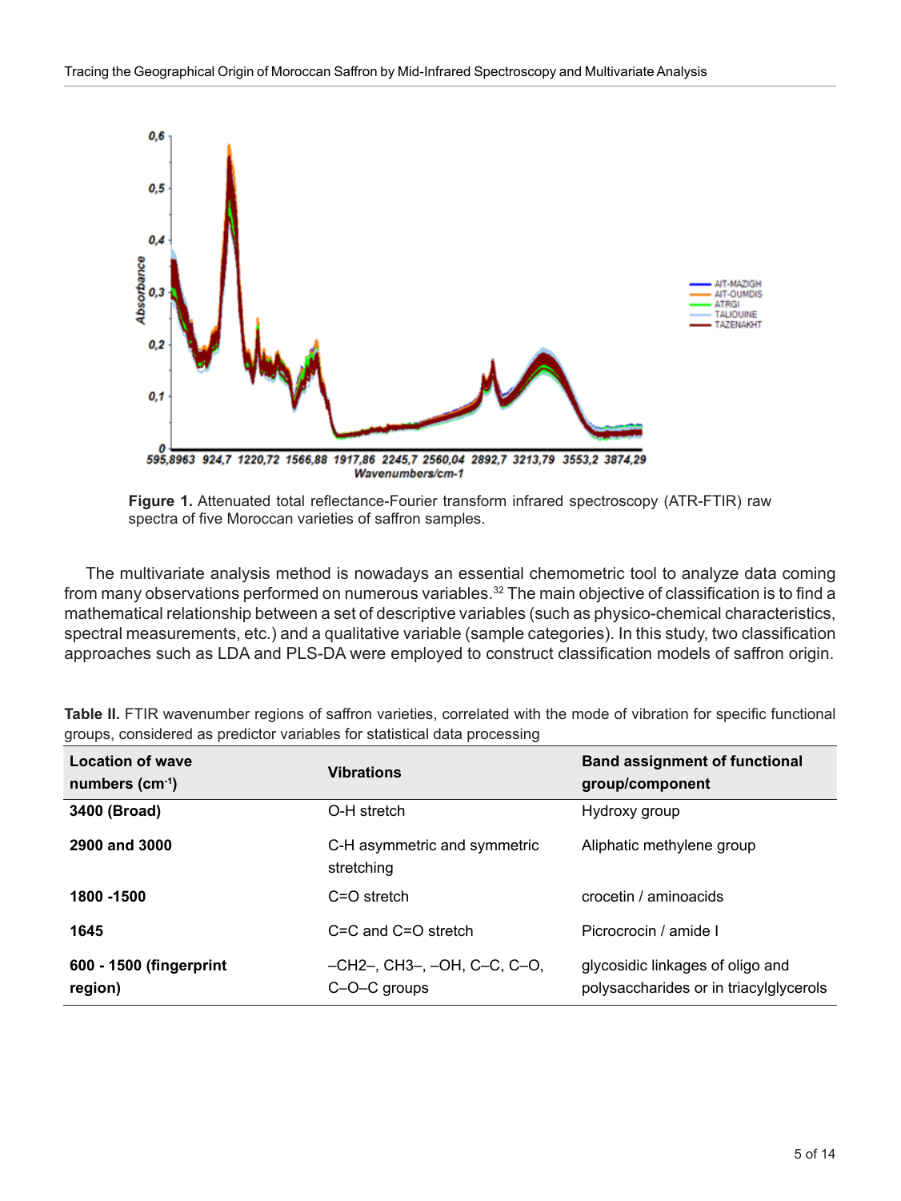**Figure 1.** Attenuated total reflectance-Fourier transform infrared spectroscopy (ATR-FTIR) raw spectra of five Moroccan varieties of saffron samples.

The multivariate analysis method is nowadays an essential chemometric tool to analyze data coming from many observations performed on numerous variables.[32] The main objective of classification is to find a mathematical relationship between a set of descriptive variables (such as physico-chemical characteristics, spectral measurements, etc.) and a qualitative variable (sample categories). In this study, two classification approaches such as LDA and PLS-DA were employed to construct classification models of saffron origin.

**Table II.** FTIR wavenumber regions of saffron varieties, correlated with the mode of vibration for specific functional groups, considered as predictor variables for statistical data processing

| Location of wave numbers ($cm^{-1}$) | Vibrations | Band assignment of functional group/component |
|---|---|---|
| **3400 (Broad)** | O-H stretch | Hydroxy group |
| **2900 and 3000** | C-H asymmetric and symmetric stretching | Aliphatic methylene group |
| **1800 -1500** | C=O stretch | crocetin / aminoacids |
| **1645** | C=C and C=O stretch | Picrocrocin / amide I |
| **600 - 1500 (fingerprint region)** | –CH2–, CH3–, –OH, C–C, C–O, C–O–C groups | glycosidic linkages of oligo and polysaccharides or in triacylglycerols |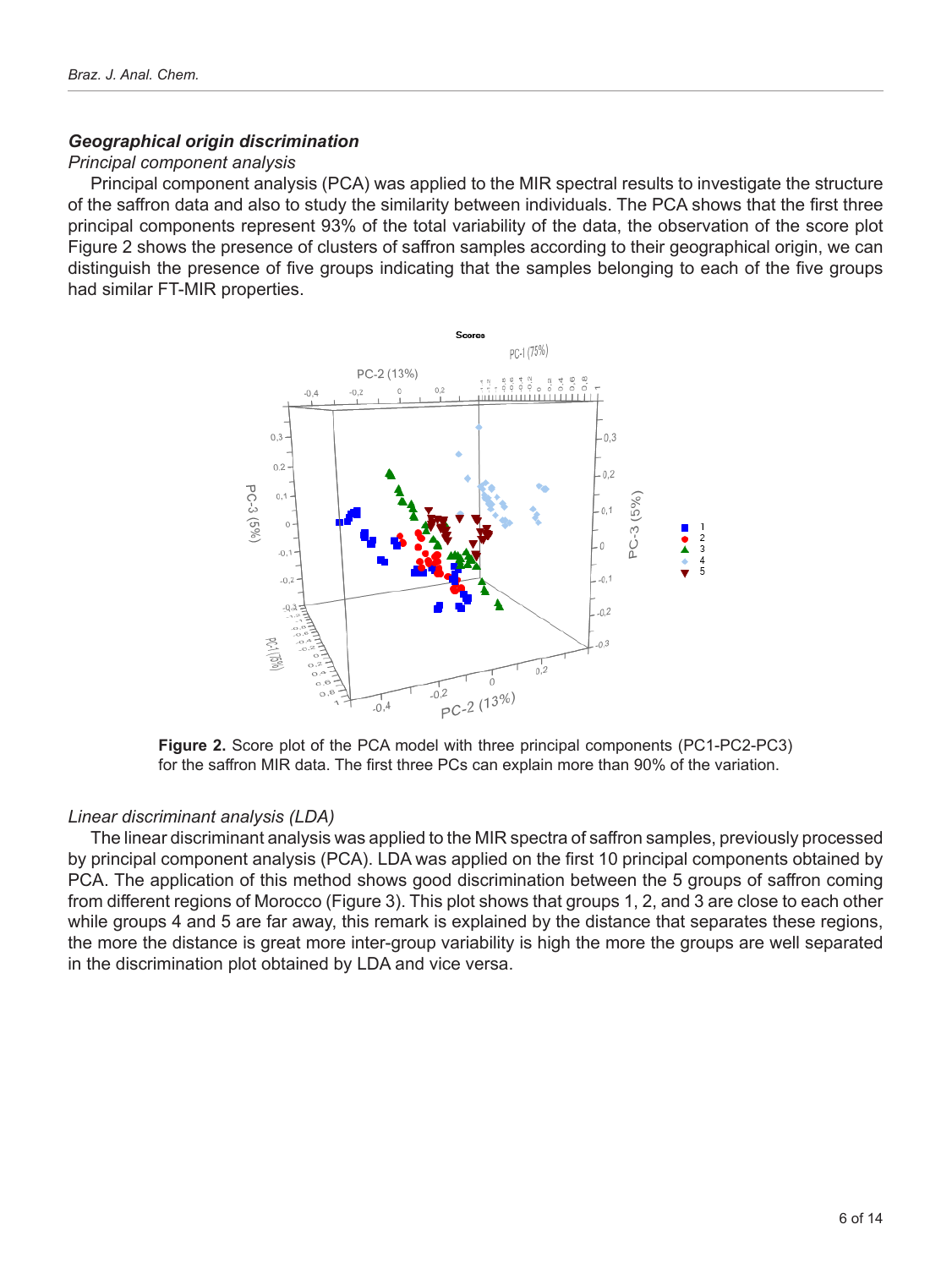### *Geographical origin discrimination*

*Principal component analysis*

Principal component analysis (PCA) was applied to the MIR spectral results to investigate the structure of the saffron data and also to study the similarity between individuals. The PCA shows that the first three principal components represent 93% of the total variability of the data, the observation of the score plot Figure 2 shows the presence of clusters of saffron samples according to their geographical origin, we can distinguish the presence of five groups indicating that the samples belonging to each of the five groups had similar FT-MIR properties.

**Figure 2.** Score plot of the PCA model with three principal components (PC1-PC2-PC3) for the saffron MIR data. The first three PCs can explain more than 90% of the variation.

*Linear discriminant analysis (LDA)*

The linear discriminant analysis was applied to the MIR spectra of saffron samples, previously processed by principal component analysis (PCA). LDA was applied on the first 10 principal components obtained by PCA. The application of this method shows good discrimination between the 5 groups of saffron coming from different regions of Morocco (Figure 3). This plot shows that groups 1, 2, and 3 are close to each other while groups 4 and 5 are far away, this remark is explained by the distance that separates these regions, the more the distance is great more inter-group variability is high the more the groups are well separated in the discrimination plot obtained by LDA and vice versa.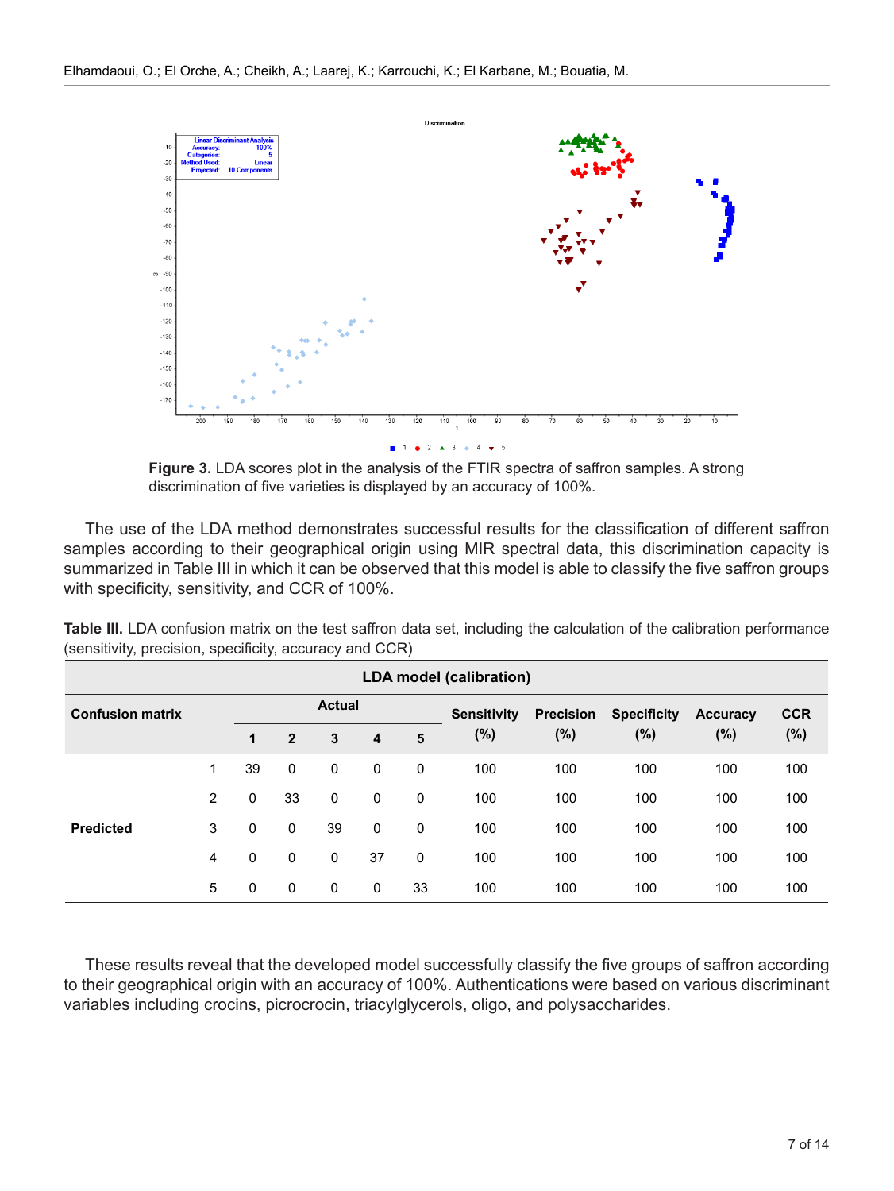**Figure 3.** LDA scores plot in the analysis of the FTIR spectra of saffron samples. A strong discrimination of five varieties is displayed by an accuracy of 100%.

The use of the LDA method demonstrates successful results for the classification of different saffron samples according to their geographical origin using MIR spectral data, this discrimination capacity is summarized in Table III in which it can be observed that this model is able to classify the five saffron groups with specificity, sensitivity, and CCR of 100%.

**Table III.** LDA confusion matrix on the test saffron data set, including the calculation of the calibration performance (sensitivity, precision, specificity, accuracy and CCR)

| LDA model (calibration) | | | | | | | | | | | |
|---|---|---|---|---|---|---|---|---|---|---|---|
| **Confusion matrix** | | **Actual** | | | | | **Sensitivity (%)** | **Precision (%)** | **Specificity (%)** | **Accuracy (%)** | **CCR (%)** |
| | | **1** | **2** | **3** | **4** | **5** | | | | | |
| **Predicted** | 1 | 39 | 0 | 0 | 0 | 0 | 100 | 100 | 100 | 100 | 100 |
| | 2 | 0 | 33 | 0 | 0 | 0 | 100 | 100 | 100 | 100 | 100 |
| | 3 | 0 | 0 | 39 | 0 | 0 | 100 | 100 | 100 | 100 | 100 |
| | 4 | 0 | 0 | 0 | 37 | 0 | 100 | 100 | 100 | 100 | 100 |
| | 5 | 0 | 0 | 0 | 0 | 33 | 100 | 100 | 100 | 100 | 100 |

These results reveal that the developed model successfully classify the five groups of saffron according to their geographical origin with an accuracy of 100%. Authentications were based on various discriminant variables including crocins, picrocrocin, triacylglycerols, oligo, and polysaccharides.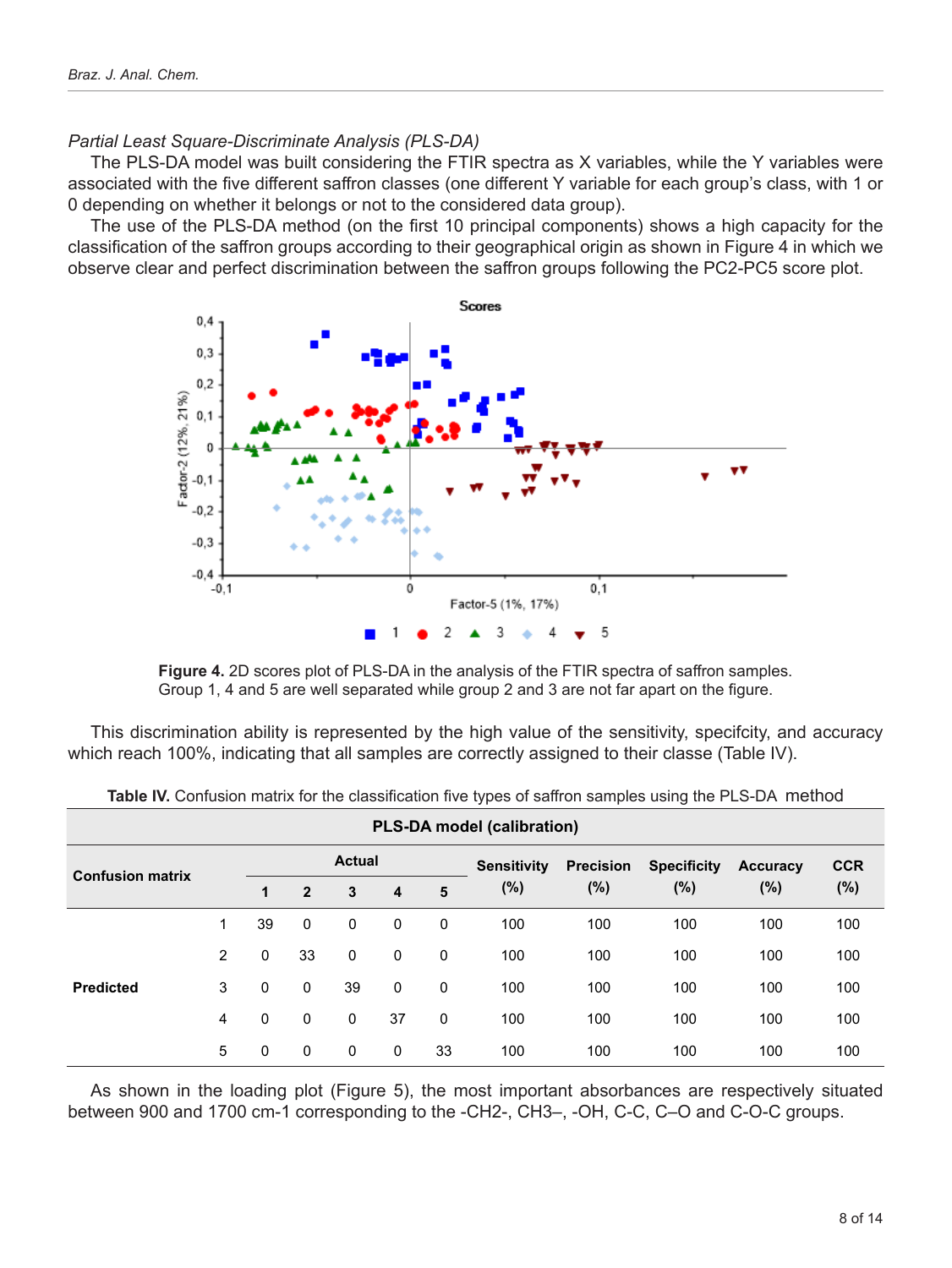*Partial Least Square-Discriminate Analysis (PLS-DA)*

The PLS-DA model was built considering the FTIR spectra as X variables, while the Y variables were associated with the five different saffron classes (one different Y variable for each group's class, with 1 or 0 depending on whether it belongs or not to the considered data group).

The use of the PLS-DA method (on the first 10 principal components) shows a high capacity for the classification of the saffron groups according to their geographical origin as shown in Figure 4 in which we observe clear and perfect discrimination between the saffron groups following the PC2-PC5 score plot.

**Figure 4.** 2D scores plot of PLS-DA in the analysis of the FTIR spectra of saffron samples. Group 1, 4 and 5 are well separated while group 2 and 3 are not far apart on the figure.

This discrimination ability is represented by the high value of the sensitivity, specifcity, and accuracy which reach 100%, indicating that all samples are correctly assigned to their classe (Table IV).

**Table IV.** Confusion matrix for the classification five types of saffron samples using the PLS-DA method

| PLS-DA model (calibration) | | | | | | | | | | | |
|---|---|---|---|---|---|---|---|---|---|---|---|
| **Confusion matrix** | | **Actual** | | | | | **Sensitivity (%)** | **Precision (%)** | **Specificity (%)** | **Accuracy (%)** | **CCR (%)** |
| | | **1** | **2** | **3** | **4** | **5** | | | | | |
| **Predicted** | 1 | 39 | 0 | 0 | 0 | 0 | 100 | 100 | 100 | 100 | 100 |
| | 2 | 0 | 33 | 0 | 0 | 0 | 100 | 100 | 100 | 100 | 100 |
| | 3 | 0 | 0 | 39 | 0 | 0 | 100 | 100 | 100 | 100 | 100 |
| | 4 | 0 | 0 | 0 | 37 | 0 | 100 | 100 | 100 | 100 | 100 |
| | 5 | 0 | 0 | 0 | 0 | 33 | 100 | 100 | 100 | 100 | 100 |

As shown in the loading plot (Figure 5), the most important absorbances are respectively situated between 900 and 1700 cm-1 corresponding to the -CH2-, CH3–, -OH, C-C, C–O and C-O-C groups.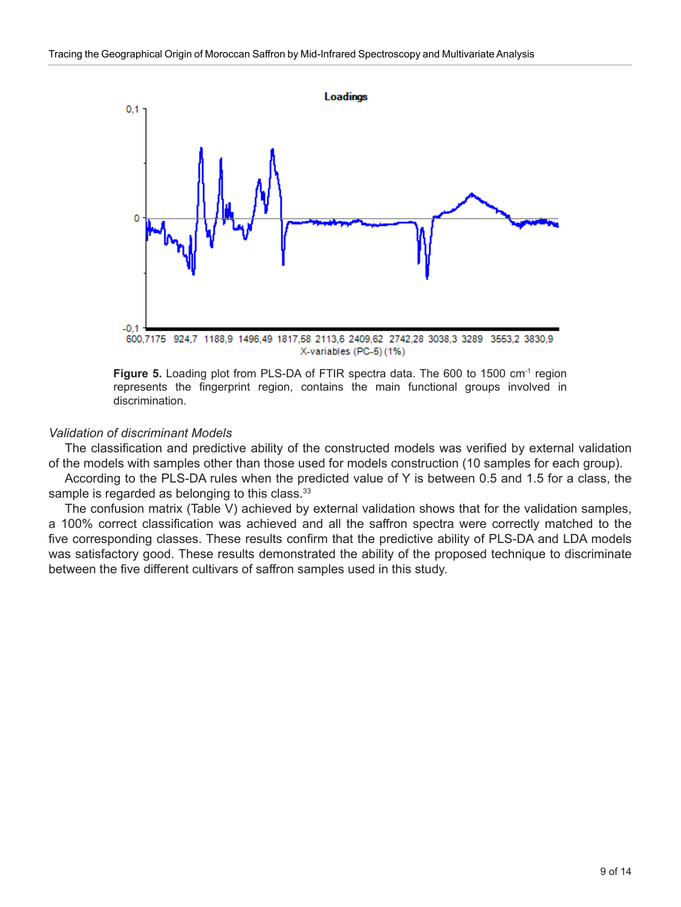**Figure 5.** Loading plot from PLS-DA of FTIR spectra data. The 600 to 1500 cm$^{-1}$ region represents the fingerprint region, contains the main functional groups involved in discrimination.

*Validation of discriminant Models*

The classification and predictive ability of the constructed models was verified by external validation of the models with samples other than those used for models construction (10 samples for each group).

According to the PLS-DA rules when the predicted value of Y is between 0.5 and 1.5 for a class, the sample is regarded as belonging to this class.[33]

The confusion matrix (Table V) achieved by external validation shows that for the validation samples, a 100% correct classification was achieved and all the saffron spectra were correctly matched to the five corresponding classes. These results confirm that the predictive ability of PLS-DA and LDA models was satisfactory good. These results demonstrated the ability of the proposed technique to discriminate between the five different cultivars of saffron samples used in this study.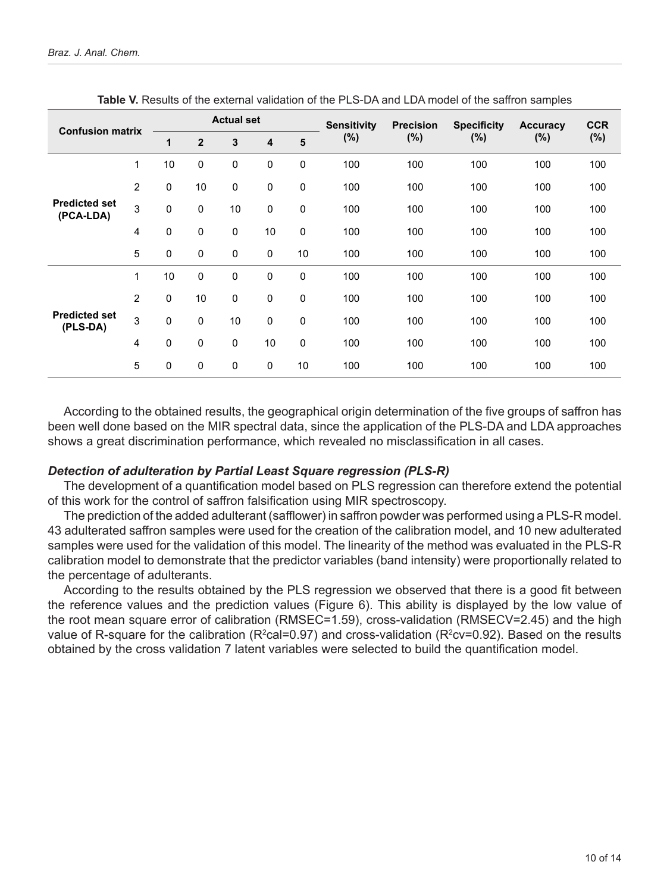**Table V.** Results of the external validation of the PLS-DA and LDA model of the saffron samples

| Confusion matrix | | Actual set | | | | | Sensitivity (%) | Precision (%) | Specificity (%) | Accuracy (%) | CCR (%) |
|---|---|---|---|---|---|---|---|---|---|---|---|
| | | **1** | **2** | **3** | **4** | **5** | | | | | |
| **Predicted set (PCA-LDA)** | 1 | 10 | 0 | 0 | 0 | 0 | 100 | 100 | 100 | 100 | 100 |
| | 2 | 0 | 10 | 0 | 0 | 0 | 100 | 100 | 100 | 100 | 100 |
| | 3 | 0 | 0 | 10 | 0 | 0 | 100 | 100 | 100 | 100 | 100 |
| | 4 | 0 | 0 | 0 | 10 | 0 | 100 | 100 | 100 | 100 | 100 |
| | 5 | 0 | 0 | 0 | 0 | 10 | 100 | 100 | 100 | 100 | 100 |
| **Predicted set (PLS-DA)** | 1 | 10 | 0 | 0 | 0 | 0 | 100 | 100 | 100 | 100 | 100 |
| | 2 | 0 | 10 | 0 | 0 | 0 | 100 | 100 | 100 | 100 | 100 |
| | 3 | 0 | 0 | 10 | 0 | 0 | 100 | 100 | 100 | 100 | 100 |
| | 4 | 0 | 0 | 0 | 10 | 0 | 100 | 100 | 100 | 100 | 100 |
| | 5 | 0 | 0 | 0 | 0 | 10 | 100 | 100 | 100 | 100 | 100 |

According to the obtained results, the geographical origin determination of the five groups of saffron has been well done based on the MIR spectral data, since the application of the PLS-DA and LDA approaches shows a great discrimination performance, which revealed no misclassification in all cases.

### *Detection of adulteration by Partial Least Square regression (PLS-R)*

The development of a quantification model based on PLS regression can therefore extend the potential of this work for the control of saffron falsification using MIR spectroscopy.

The prediction of the added adulterant (safflower) in saffron powder was performed using a PLS-R model. 43 adulterated saffron samples were used for the creation of the calibration model, and 10 new adulterated samples were used for the validation of this model. The linearity of the method was evaluated in the PLS-R calibration model to demonstrate that the predictor variables (band intensity) were proportionally related to the percentage of adulterants.

According to the results obtained by the PLS regression we observed that there is a good fit between the reference values and the prediction values (Figure 6). This ability is displayed by the low value of the root mean square error of calibration (RMSEC=1.59), cross-validation (RMSECV=2.45) and the high value of R-square for the calibration ($R^2$cal=0.97) and cross-validation ($R^2$cv=0.92). Based on the results obtained by the cross validation 7 latent variables were selected to build the quantification model.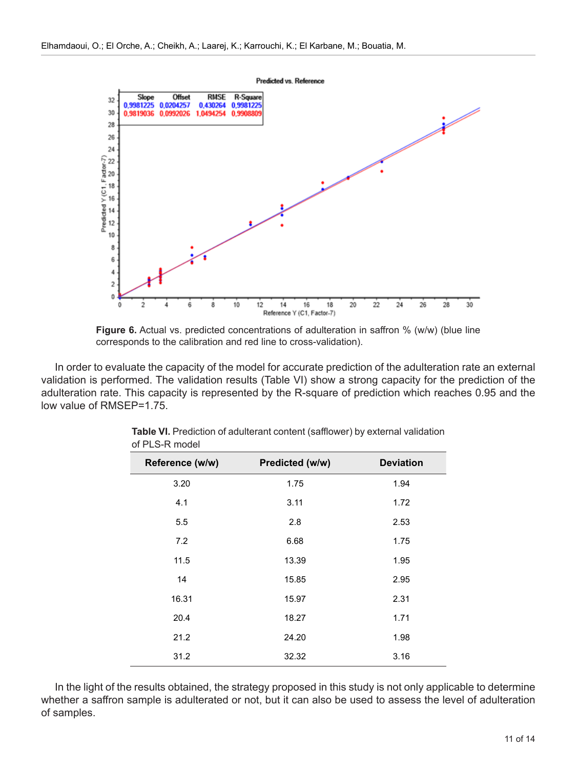**Figure 6.** Actual vs. predicted concentrations of adulteration in saffron % (w/w) (blue line corresponds to the calibration and red line to cross-validation).

In order to evaluate the capacity of the model for accurate prediction of the adulteration rate an external validation is performed. The validation results (Table VI) show a strong capacity for the prediction of the adulteration rate. This capacity is represented by the R-square of prediction which reaches 0.95 and the low value of RMSEP=1.75.

**Table VI.** Prediction of adulterant content (safflower) by external validation of PLS-R model

| Reference (w/w) | Predicted (w/w) | Deviation |
|---|---|---|
| 3.20 | 1.75 | 1.94 |
| 4.1 | 3.11 | 1.72 |
| 5.5 | 2.8 | 2.53 |
| 7.2 | 6.68 | 1.75 |
| 11.5 | 13.39 | 1.95 |
| 14 | 15.85 | 2.95 |
| 16.31 | 15.97 | 2.31 |
| 20.4 | 18.27 | 1.71 |
| 21.2 | 24.20 | 1.98 |
| 31.2 | 32.32 | 3.16 |

In the light of the results obtained, the strategy proposed in this study is not only applicable to determine whether a saffron sample is adulterated or not, but it can also be used to assess the level of adulteration of samples.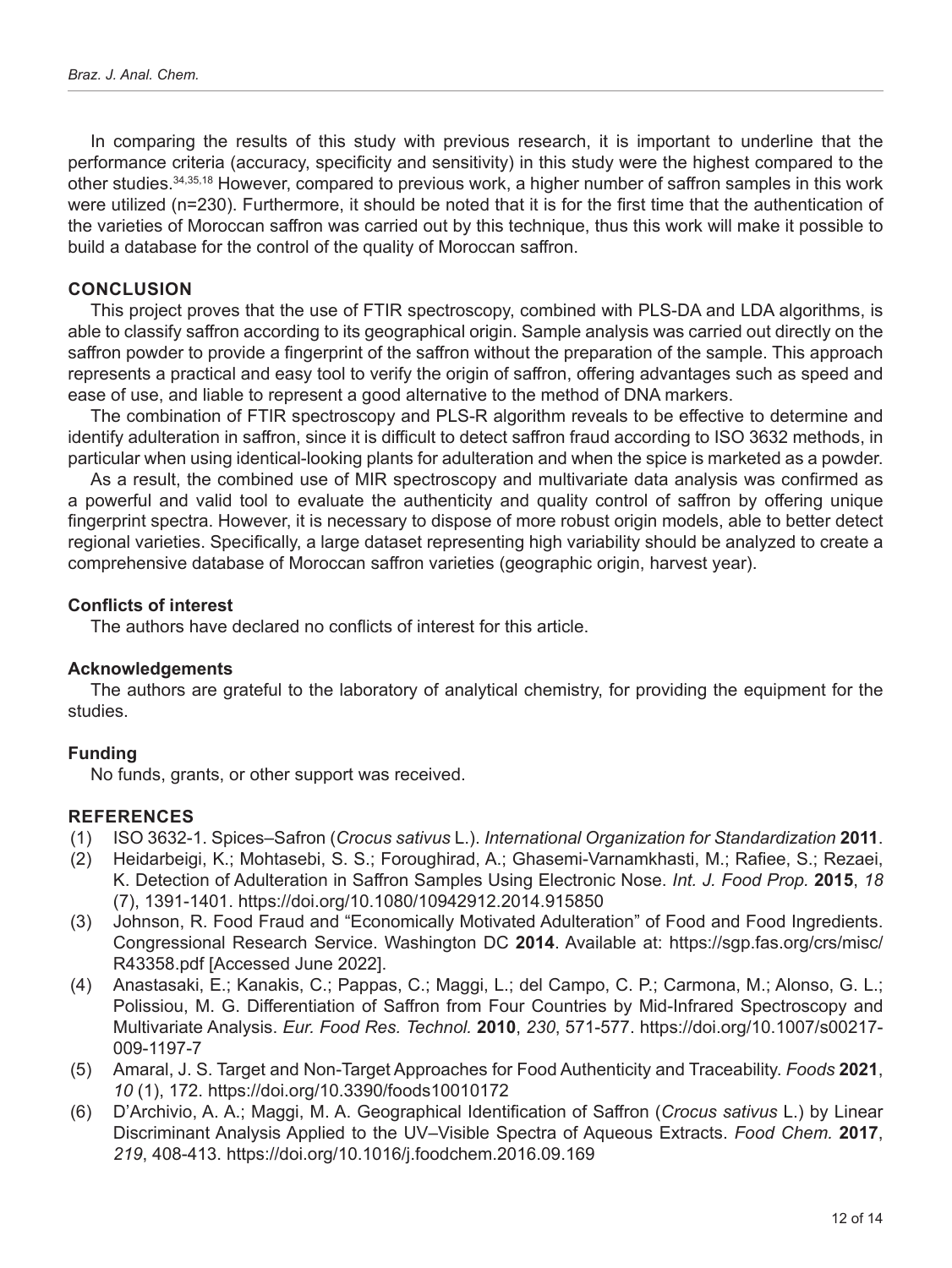In comparing the results of this study with previous research, it is important to underline that the performance criteria (accuracy, specificity and sensitivity) in this study were the highest compared to the other studies.[34,35,18] However, compared to previous work, a higher number of saffron samples in this work were utilized (n=230). Furthermore, it should be noted that it is for the first time that the authentication of the varieties of Moroccan saffron was carried out by this technique, thus this work will make it possible to build a database for the control of the quality of Moroccan saffron.

## CONCLUSION

This project proves that the use of FTIR spectroscopy, combined with PLS-DA and LDA algorithms, is able to classify saffron according to its geographical origin. Sample analysis was carried out directly on the saffron powder to provide a fingerprint of the saffron without the preparation of the sample. This approach represents a practical and easy tool to verify the origin of saffron, offering advantages such as speed and ease of use, and liable to represent a good alternative to the method of DNA markers.

The combination of FTIR spectroscopy and PLS-R algorithm reveals to be effective to determine and identify adulteration in saffron, since it is difficult to detect saffron fraud according to ISO 3632 methods, in particular when using identical-looking plants for adulteration and when the spice is marketed as a powder.

As a result, the combined use of MIR spectroscopy and multivariate data analysis was confirmed as a powerful and valid tool to evaluate the authenticity and quality control of saffron by offering unique fingerprint spectra. However, it is necessary to dispose of more robust origin models, able to better detect regional varieties. Specifically, a large dataset representing high variability should be analyzed to create a comprehensive database of Moroccan saffron varieties (geographic origin, harvest year).

### Conflicts of interest

The authors have declared no conflicts of interest for this article.

### Acknowledgements

The authors are grateful to the laboratory of analytical chemistry, for providing the equipment for the studies.

### Funding

No funds, grants, or other support was received.

## REFERENCES

(1) ISO 3632-1. Spices–Safron (*Crocus sativus* L.). *International Organization for Standardization* **2011**.

(2) Heidarbeigi, K.; Mohtasebi, S. S.; Foroughirad, A.; Ghasemi-Varnamkhasti, M.; Rafiee, S.; Rezaei, K. Detection of Adulteration in Saffron Samples Using Electronic Nose. *Int. J. Food Prop.* **2015**, *18* (7), 1391-1401. https://doi.org/10.1080/10942912.2014.915850

(3) Johnson, R. Food Fraud and "Economically Motivated Adulteration" of Food and Food Ingredients. Congressional Research Service. Washington DC **2014**. Available at: https://sgp.fas.org/crs/misc/R43358.pdf [Accessed June 2022].

(4) Anastasaki, E.; Kanakis, C.; Pappas, C.; Maggi, L.; del Campo, C. P.; Carmona, M.; Alonso, G. L.; Polissiou, M. G. Differentiation of Saffron from Four Countries by Mid-Infrared Spectroscopy and Multivariate Analysis. *Eur. Food Res. Technol.* **2010**, *230*, 571-577. https://doi.org/10.1007/s00217-009-1197-7

(5) Amaral, J. S. Target and Non-Target Approaches for Food Authenticity and Traceability. *Foods* **2021**, *10* (1), 172. https://doi.org/10.3390/foods10010172

(6) D'Archivio, A. A.; Maggi, M. A. Geographical Identification of Saffron (*Crocus sativus* L.) by Linear Discriminant Analysis Applied to the UV–Visible Spectra of Aqueous Extracts. *Food Chem.* **2017**, *219*, 408-413. https://doi.org/10.1016/j.foodchem.2016.09.169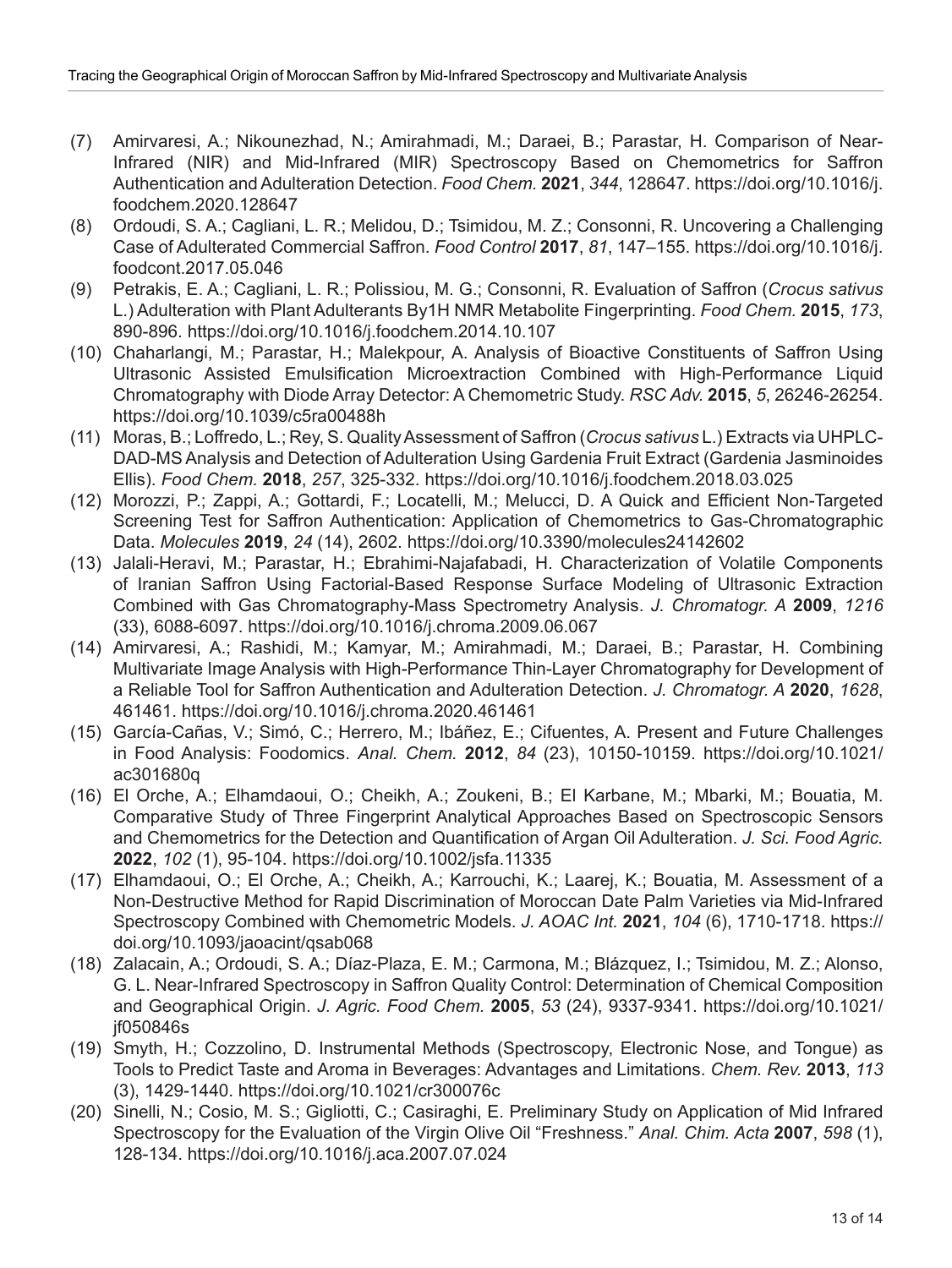(7) Amirvaresi, A.; Nikounezhad, N.; Amirahmadi, M.; Daraei, B.; Parastar, H. Comparison of Near-Infrared (NIR) and Mid-Infrared (MIR) Spectroscopy Based on Chemometrics for Saffron Authentication and Adulteration Detection. *Food Chem.* **2021**, *344*, 128647. https://doi.org/10.1016/j.foodchem.2020.128647

(8) Ordoudi, S. A.; Cagliani, L. R.; Melidou, D.; Tsimidou, M. Z.; Consonni, R. Uncovering a Challenging Case of Adulterated Commercial Saffron. *Food Control* **2017**, *81*, 147–155. https://doi.org/10.1016/j.foodcont.2017.05.046

(9) Petrakis, E. A.; Cagliani, L. R.; Polissiou, M. G.; Consonni, R. Evaluation of Saffron (*Crocus sativus* L.) Adulteration with Plant Adulterants By1H NMR Metabolite Fingerprinting. *Food Chem.* **2015**, *173*, 890-896. https://doi.org/10.1016/j.foodchem.2014.10.107

(10) Chaharlangi, M.; Parastar, H.; Malekpour, A. Analysis of Bioactive Constituents of Saffron Using Ultrasonic Assisted Emulsification Microextraction Combined with High-Performance Liquid Chromatography with Diode Array Detector: A Chemometric Study. *RSC Adv.* **2015**, *5*, 26246-26254. https://doi.org/10.1039/c5ra00488h

(11) Moras, B.; Loffredo, L.; Rey, S. Quality Assessment of Saffron (*Crocus sativus* L.) Extracts via UHPLC-DAD-MS Analysis and Detection of Adulteration Using Gardenia Fruit Extract (Gardenia Jasminoides Ellis). *Food Chem.* **2018**, *257*, 325-332. https://doi.org/10.1016/j.foodchem.2018.03.025

(12) Morozzi, P.; Zappi, A.; Gottardi, F.; Locatelli, M.; Melucci, D. A Quick and Efficient Non-Targeted Screening Test for Saffron Authentication: Application of Chemometrics to Gas-Chromatographic Data. *Molecules* **2019**, *24* (14), 2602. https://doi.org/10.3390/molecules24142602

(13) Jalali-Heravi, M.; Parastar, H.; Ebrahimi-Najafabadi, H. Characterization of Volatile Components of Iranian Saffron Using Factorial-Based Response Surface Modeling of Ultrasonic Extraction Combined with Gas Chromatography-Mass Spectrometry Analysis. *J. Chromatogr. A* **2009**, *1216* (33), 6088-6097. https://doi.org/10.1016/j.chroma.2009.06.067

(14) Amirvaresi, A.; Rashidi, M.; Kamyar, M.; Amirahmadi, M.; Daraei, B.; Parastar, H. Combining Multivariate Image Analysis with High-Performance Thin-Layer Chromatography for Development of a Reliable Tool for Saffron Authentication and Adulteration Detection. *J. Chromatogr. A* **2020**, *1628*, 461461. https://doi.org/10.1016/j.chroma.2020.461461

(15) García-Cañas, V.; Simó, C.; Herrero, M.; Ibáñez, E.; Cifuentes, A. Present and Future Challenges in Food Analysis: Foodomics. *Anal. Chem.* **2012**, *84* (23), 10150-10159. https://doi.org/10.1021/ac301680q

(16) El Orche, A.; Elhamdaoui, O.; Cheikh, A.; Zoukeni, B.; El Karbane, M.; Mbarki, M.; Bouatia, M. Comparative Study of Three Fingerprint Analytical Approaches Based on Spectroscopic Sensors and Chemometrics for the Detection and Quantification of Argan Oil Adulteration. *J. Sci. Food Agric.* **2022**, *102* (1), 95-104. https://doi.org/10.1002/jsfa.11335

(17) Elhamdaoui, O.; El Orche, A.; Cheikh, A.; Karrouchi, K.; Laarej, K.; Bouatia, M. Assessment of a Non-Destructive Method for Rapid Discrimination of Moroccan Date Palm Varieties via Mid-Infrared Spectroscopy Combined with Chemometric Models. *J. AOAC Int.* **2021**, *104* (6), 1710-1718. https://doi.org/10.1093/jaoacint/qsab068

(18) Zalacain, A.; Ordoudi, S. A.; Díaz-Plaza, E. M.; Carmona, M.; Blázquez, I.; Tsimidou, M. Z.; Alonso, G. L. Near-Infrared Spectroscopy in Saffron Quality Control: Determination of Chemical Composition and Geographical Origin. *J. Agric. Food Chem.* **2005**, *53* (24), 9337-9341. https://doi.org/10.1021/jf050846s

(19) Smyth, H.; Cozzolino, D. Instrumental Methods (Spectroscopy, Electronic Nose, and Tongue) as Tools to Predict Taste and Aroma in Beverages: Advantages and Limitations. *Chem. Rev.* **2013**, *113* (3), 1429-1440. https://doi.org/10.1021/cr300076c

(20) Sinelli, N.; Cosio, M. S.; Gigliotti, C.; Casiraghi, E. Preliminary Study on Application of Mid Infrared Spectroscopy for the Evaluation of the Virgin Olive Oil "Freshness." *Anal. Chim. Acta* **2007**, *598* (1), 128-134. https://doi.org/10.1016/j.aca.2007.07.024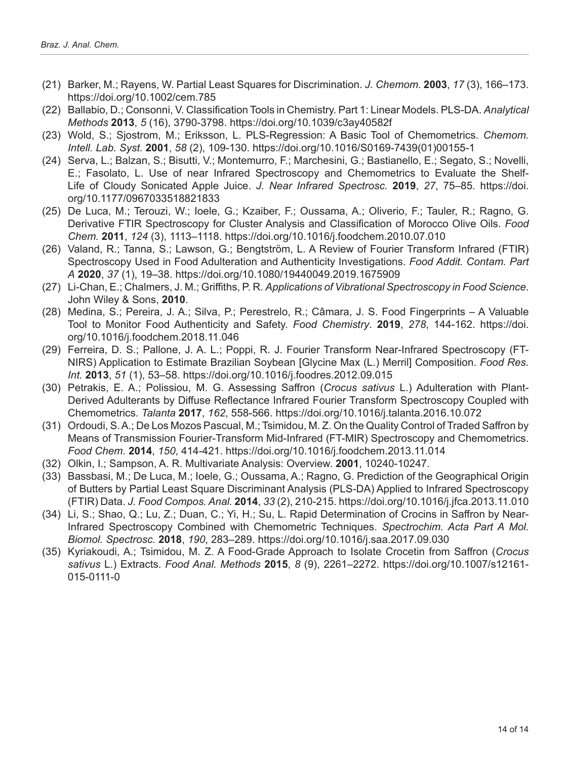(21) Barker, M.; Rayens, W. Partial Least Squares for Discrimination. *J. Chemom.* **2003**, *17* (3), 166–173. https://doi.org/10.1002/cem.785

(22) Ballabio, D.; Consonni, V. Classification Tools in Chemistry. Part 1: Linear Models. PLS-DA. *Analytical Methods* **2013**, *5* (16), 3790-3798. https://doi.org/10.1039/c3ay40582f

(23) Wold, S.; Sjostrom, M.; Eriksson, L. PLS-Regression: A Basic Tool of Chemometrics. *Chemom. Intell. Lab. Syst.* **2001**, *58* (2), 109-130. https://doi.org/10.1016/S0169-7439(01)00155-1

(24) Serva, L.; Balzan, S.; Bisutti, V.; Montemurro, F.; Marchesini, G.; Bastianello, E.; Segato, S.; Novelli, E.; Fasolato, L. Use of near Infrared Spectroscopy and Chemometrics to Evaluate the Shelf-Life of Cloudy Sonicated Apple Juice. *J. Near Infrared Spectrosc.* **2019**, *27*, 75–85. https://doi.org/10.1177/0967033518821833

(25) De Luca, M.; Terouzi, W.; Ioele, G.; Kzaiber, F.; Oussama, A.; Oliverio, F.; Tauler, R.; Ragno, G. Derivative FTIR Spectroscopy for Cluster Analysis and Classification of Morocco Olive Oils. *Food Chem.* **2011**, *124* (3), 1113–1118. https://doi.org/10.1016/j.foodchem.2010.07.010

(26) Valand, R.; Tanna, S.; Lawson, G.; Bengtström, L. A Review of Fourier Transform Infrared (FTIR) Spectroscopy Used in Food Adulteration and Authenticity Investigations. *Food Addit. Contam. Part A* **2020**, *37* (1), 19–38. https://doi.org/10.1080/19440049.2019.1675909

(27) Li-Chan, E.; Chalmers, J. M.; Griffiths, P. R. *Applications of Vibrational Spectroscopy in Food Science*. John Wiley & Sons, **2010**.

(28) Medina, S.; Pereira, J. A.; Silva, P.; Perestrelo, R.; Câmara, J. S. Food Fingerprints – A Valuable Tool to Monitor Food Authenticity and Safety. *Food Chemistry*. **2019**, *278*, 144-162. https://doi.org/10.1016/j.foodchem.2018.11.046

(29) Ferreira, D. S.; Pallone, J. A. L.; Poppi, R. J. Fourier Transform Near-Infrared Spectroscopy (FT-NIRS) Application to Estimate Brazilian Soybean [Glycine Max (L.) Merril] Composition. *Food Res. Int.* **2013**, *51* (1), 53–58. https://doi.org/10.1016/j.foodres.2012.09.015

(30) Petrakis, E. A.; Polissiou, M. G. Assessing Saffron (*Crocus sativus* L.) Adulteration with Plant-Derived Adulterants by Diffuse Reflectance Infrared Fourier Transform Spectroscopy Coupled with Chemometrics. *Talanta* **2017**, *162*, 558-566. https://doi.org/10.1016/j.talanta.2016.10.072

(31) Ordoudi, S. A.; De Los Mozos Pascual, M.; Tsimidou, M. Z. On the Quality Control of Traded Saffron by Means of Transmission Fourier-Transform Mid-Infrared (FT-MIR) Spectroscopy and Chemometrics. *Food Chem.* **2014**, *150*, 414-421. https://doi.org/10.1016/j.foodchem.2013.11.014

(32) Olkin, I.; Sampson, A. R. Multivariate Analysis: Overview. **2001**, 10240-10247.

(33) Bassbasi, M.; De Luca, M.; Ioele, G.; Oussama, A.; Ragno, G. Prediction of the Geographical Origin of Butters by Partial Least Square Discriminant Analysis (PLS-DA) Applied to Infrared Spectroscopy (FTIR) Data. *J. Food Compos. Anal.* **2014**, *33* (2), 210-215. https://doi.org/10.1016/j.jfca.2013.11.010

(34) Li, S.; Shao, Q.; Lu, Z.; Duan, C.; Yi, H.; Su, L. Rapid Determination of Crocins in Saffron by Near-Infrared Spectroscopy Combined with Chemometric Techniques. *Spectrochim. Acta Part A Mol. Biomol. Spectrosc.* **2018**, *190*, 283–289. https://doi.org/10.1016/j.saa.2017.09.030

(35) Kyriakoudi, A.; Tsimidou, M. Z. A Food-Grade Approach to Isolate Crocetin from Saffron (*Crocus sativus* L.) Extracts. *Food Anal. Methods* **2015**, *8* (9), 2261–2272. https://doi.org/10.1007/s12161-015-0111-0